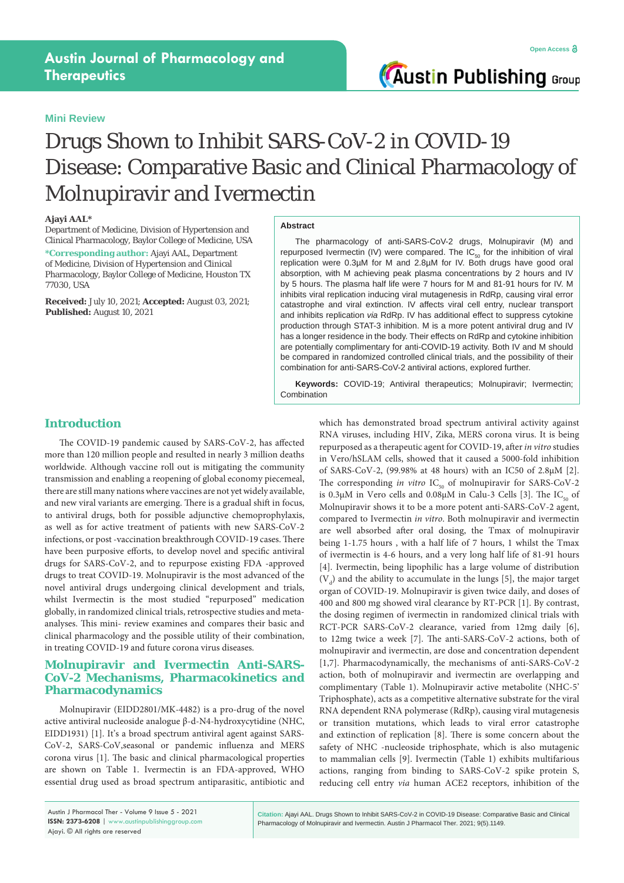Mini Review

# Drugs Shown to Inhibit SARS-CoV-2 in COVID-19 Disease: Comparative Basic and Clinical Pharmacology of Molnupiravir and Ivermectin

**Ajayi AAL***

Department of Medicine, Division of Hypertension and Clinical Pharmacology, Baylor College of Medicine, USA

***Corresponding author:** Ajayi AAL, Department of Medicine, Division of Hypertension and Clinical Pharmacology, Baylor College of Medicine, Houston TX 77030, USA

**Received:** July 10, 2021; **Accepted:** August 03, 2021; **Published:** August 10, 2021

## Abstract

The pharmacology of anti-SARS-CoV-2 drugs, Molnupiravir (M) and repurposed Ivermectin (IV) were compared. The $IC_{50}$ for the inhibition of viral replication were 0.3μM for M and 2.8μM for IV. Both drugs have good oral absorption, with M achieving peak plasma concentrations by 2 hours and IV by 5 hours. The plasma half life were 7 hours for M and 81-91 hours for IV. M inhibits viral replication inducing viral mutagenesis in RdRp, causing viral error catastrophe and viral extinction. IV affects viral cell entry, nuclear transport and inhibits replication *via* RdRp. IV has additional effect to suppress cytokine production through STAT-3 inhibition. M is a more potent antiviral drug and IV has a longer residence in the body. Their effects on RdRp and cytokine inhibition are potentially complimentary for anti-COVID-19 activity. Both IV and M should be compared in randomized controlled clinical trials, and the possibility of their combination for anti-SARS-CoV-2 antiviral actions, explored further.

**Keywords:** COVID-19; Antiviral therapeutics; Molnupiravir; Ivermectin; Combination

## Introduction

The COVID-19 pandemic caused by SARS-CoV-2, has affected more than 120 million people and resulted in nearly 3 million deaths worldwide. Although vaccine roll out is mitigating the community transmission and enabling a reopening of global economy piecemeal, there are still many nations where vaccines are not yet widely available, and new viral variants are emerging. There is a gradual shift in focus, to antiviral drugs, both for possible adjunctive chemoprophylaxis, as well as for active treatment of patients with new SARS-CoV-2 infections, or post -vaccination breakthrough COVID-19 cases. There have been purposive efforts, to develop novel and specific antiviral drugs for SARS-CoV-2, and to repurpose existing FDA -approved drugs to treat COVID-19. Molnupiravir is the most advanced of the novel antiviral drugs undergoing clinical development and trials, whilst Ivermectin is the most studied "repurposed" medication globally, in randomized clinical trials, retrospective studies and meta-analyses. This mini- review examines and compares their basic and clinical pharmacology and the possible utility of their combination, in treating COVID-19 and future corona virus diseases.

## Molnupiravir and Ivermectin Anti-SARS-CoV-2 Mechanisms, Pharmacokinetics and Pharmacodynamics

Molnupiravir (EIDD2801/MK-4482) is a pro-drug of the novel active antiviral nucleoside analogue β-d-N4-hydroxycytidine (NHC, EIDD1931) [1]. It's a broad spectrum antiviral agent against SARS-CoV-2, SARS-CoV,seasonal or pandemic influenza and MERS corona virus [1]. The basic and clinical pharmacological properties are shown on Table 1. Ivermectin is an FDA-approved, WHO essential drug used as broad spectrum antiparasitic, antibiotic and which has demonstrated broad spectrum antiviral activity against RNA viruses, including HIV, Zika, MERS corona virus. It is being repurposed as a therapeutic agent for COVID-19, after *in vitro* studies in Vero/hSLAM cells, showed that it caused a 5000-fold inhibition of SARS-CoV-2, (99.98% at 48 hours) with an IC50 of 2.8μM [2]. The corresponding *in vitro* $IC_{50}$ of molnupiravir for SARS-CoV-2 is 0.3μM in Vero cells and 0.08μM in Calu-3 Cells [3]. The $IC_{50}$ of Molnupiravir shows it to be a more potent anti-SARS-CoV-2 agent, compared to Ivermectin *in vitro*. Both molnupiravir and ivermectin are well absorbed after oral dosing, the Tmax of molnupiravir being 1-1.75 hours , with a half life of 7 hours, 1 whilst the Tmax of ivermectin is 4-6 hours, and a very long half life of 81-91 hours [4]. Ivermectin, being lipophilic has a large volume of distribution ($V_d$) and the ability to accumulate in the lungs [5], the major target organ of COVID-19. Molnupiravir is given twice daily, and doses of 400 and 800 mg showed viral clearance by RT-PCR [1]. By contrast, the dosing regimen of ivermectin in randomized clinical trials with RCT-PCR SARS-CoV-2 clearance, varied from 12mg daily [6], to 12mg twice a week [7]. The anti-SARS-CoV-2 actions, both of molnupiravir and ivermectin, are dose and concentration dependent [1,7]. Pharmacodynamically, the mechanisms of anti-SARS-CoV-2 action, both of molnupiravir and ivermectin are overlapping and complimentary (Table 1). Molnupiravir active metabolite (NHC-5' Triphosphate), acts as a competitive alternative substrate for the viral RNA dependent RNA polymerase (RdRp), causing viral mutagenesis or transition mutations, which leads to viral error catastrophe and extinction of replication [8]. There is some concern about the safety of NHC -nucleoside triphosphate, which is also mutagenic to mammalian cells [9]. Ivermectin (Table 1) exhibits multifarious actions, ranging from binding to SARS-CoV-2 spike protein S, reducing cell entry *via* human ACE2 receptors, inhibition of the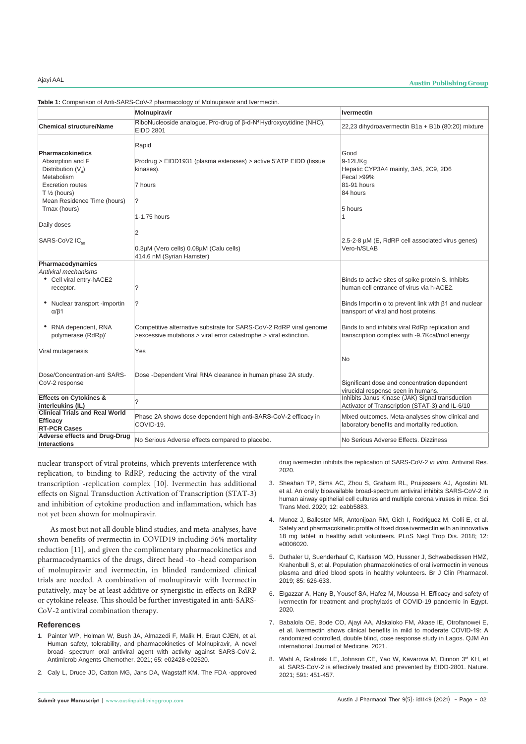**Table 1:** Comparison of Anti-SARS-CoV-2 pharmacology of Molnupiravir and Ivermectin.

| | Molnupiravir | Ivermectin |
|---|---|---|
| **Chemical structure/Name** | RiboNucleoside analogue. Pro-drug of β-d-N[4] Hydroxycytidine (NHC), EIDD 2801 | 22,23 dihydroavermectin B1a + B1b (80:20) mixture |
| **Pharmacokinetics** | | |
| Absorption and F | Rapid | Good |
| Distribution ($V_d$) | Prodrug > EIDD1931 (plasma esterases) > active 5'ATP EIDD (tissue kinases). | 9-12L/Kg |
| Metabolism | | Hepatic CYP3A4 mainly, 3A5, 2C9, 2D6 |
| Excretion routes | | Fecal >99% |
| T ½ (hours) | 7 hours | 81-91 hours |
| Mean Residence Time (hours) | ? | 84 hours |
| Tmax (hours) | 1-1.75 hours | 5 hours |
| Daily doses | 2 | 1 |
| SARS-CoV2 $IC_{50}$ | 0.3µM (Vero cells) 0.08µM (Calu cells) 414.6 nM (Syrian Hamster) | 2.5-2-8 µM (E, RdRP cell associated virus genes) Vero-h/SLAB |
| **Pharmacodynamics** | | |
| *Antiviral mechanisms* | | |
| • Cell viral entry-hACE2 receptor. | ? | Binds to active sites of spike protein S. Inhibits human cell entrance of virus via h-ACE2. |
| • Nuclear transport -importin α/β1 | ? | Binds Importin α to prevent link with β1 and nuclear transport of viral and host proteins. |
| • RNA dependent, RNA polymerase (RdRp)* | Competitive alternative substrate for SARS-CoV-2 RdRP viral genome >excessive mutations > viral error catastrophe > viral extinction. | Binds to and inhibits viral RdRp replication and transcription complex with -9.7Kcal/mol energy |
| Viral mutagenesis | Yes | No |
| Dose/Concentration-anti SARS-CoV-2 response | Dose -Dependent Viral RNA clearance in human phase 2A study. | Significant dose and concentration dependent virucidal response seen in humans. |
| **Effects on Cytokines & interleukins (IL)** | ? | Inhibits Janus Kinase (JAK) Signal transduction Activator of Transcription (STAT-3) and IL-6/10 |
| **Clinical Trials and Real World Efficacy RT-PCR Cases** | Phase 2A shows dose dependent high anti-SARS-CoV-2 efficacy in COVID-19. | Mixed outcomes. Meta-analyses show clinical and laboratory benefits and mortality reduction. |
| **Adverse effects and Drug-Drug Interactions** | No Serious Adverse effects compared to placebo. | No Serious Adverse Effects. Dizziness |

nuclear transport of viral proteins, which prevents interference with replication, to binding to RdRP, reducing the activity of the viral transcription -replication complex [10]. Ivermectin has additional effects on Signal Transduction Activation of Transcription (STAT-3) and inhibition of cytokine production and inflammation, which has not yet been shown for molnupiravir.

As most but not all double blind studies, and meta-analyses, have shown benefits of ivermectin in COVID19 including 56% mortality reduction [11], and given the complimentary pharmacokinetics and pharmacodynamics of the drugs, direct head -to -head comparison of molnupiravir and ivermectin, in blinded randomized clinical trials are needed. A combination of molnupiravir with Ivermectin putatively, may be at least additive or synergistic in effects on RdRP or cytokine release. This should be further investigated in anti-SARS-CoV-2 antiviral combination therapy.

## References

1. Painter WP, Holman W, Bush JA, Almazedi F, Malik H, Eraut CJEN, et al. Human safety, tolerability, and pharmacokinetics of Molnupiravir, A novel broad- spectrum oral antiviral agent with activity against SARS-CoV-2. Antimicrob Angents Chemother. 2021; 65: e02428-e02520.
2. Caly L, Druce JD, Catton MG, Jans DA, Wagstaff KM. The FDA -approved drug ivermectin inhibits the replication of SARS-CoV-2 *in vitro*. Antiviral Res. 2020.
3. Sheahan TP, Sims AC, Zhou S, Graham RL, Pruijsssers AJ, Agostini ML et al. An orally bioavailable broad-spectrum antiviral inhibits SARS-CoV-2 in human airway epithelial cell cultures and multiple corona viruses in mice. Sci Trans Med. 2020; 12: eabb5883.
4. Munoz J, Ballester MR, Antonijoan RM, Gich I, Rodriguez M, Colli E, et al. Safety and pharmacokinetic profile of fixed dose ivermectin with an innovative 18 mg tablet in healthy adult volunteers. PLoS Negl Trop Dis. 2018; 12: e0006020.
5. Duthaler U, Suenderhauf C, Karlsson MO, Hussner J, Schwabedissen HMZ, Krahenbull S, et al. Population pharmacokinetics of oral ivermectin in venous plasma and dried blood spots in healthy volunteers. Br J Clin Pharmacol. 2019; 85: 626-633.
6. Elgazzar A, Hany B, Yousef SA, Hafez M, Moussa H. Efficacy and safety of ivermectin for treatment and prophylaxis of COVID-19 pandemic in Egypt. 2020.
7. Babalola OE, Bode CO, Ajayi AA, Alakaloko FM, Akase IE, Otrofanowei E, et al. Ivermectin shows clinical benefits in mild to moderate COVID-19: A randomized controlled, double blind, dose response study in Lagos. QJM An international Journal of Medicine. 2021.
8. Wahl A, Gralinski LE, Johnson CE, Yao W, Kavarova M, Dinnon 3rd KH, et al. SARS-CoV-2 is effectively treated and prevented by EIDD-2801. Nature. 2021; 591: 451-457.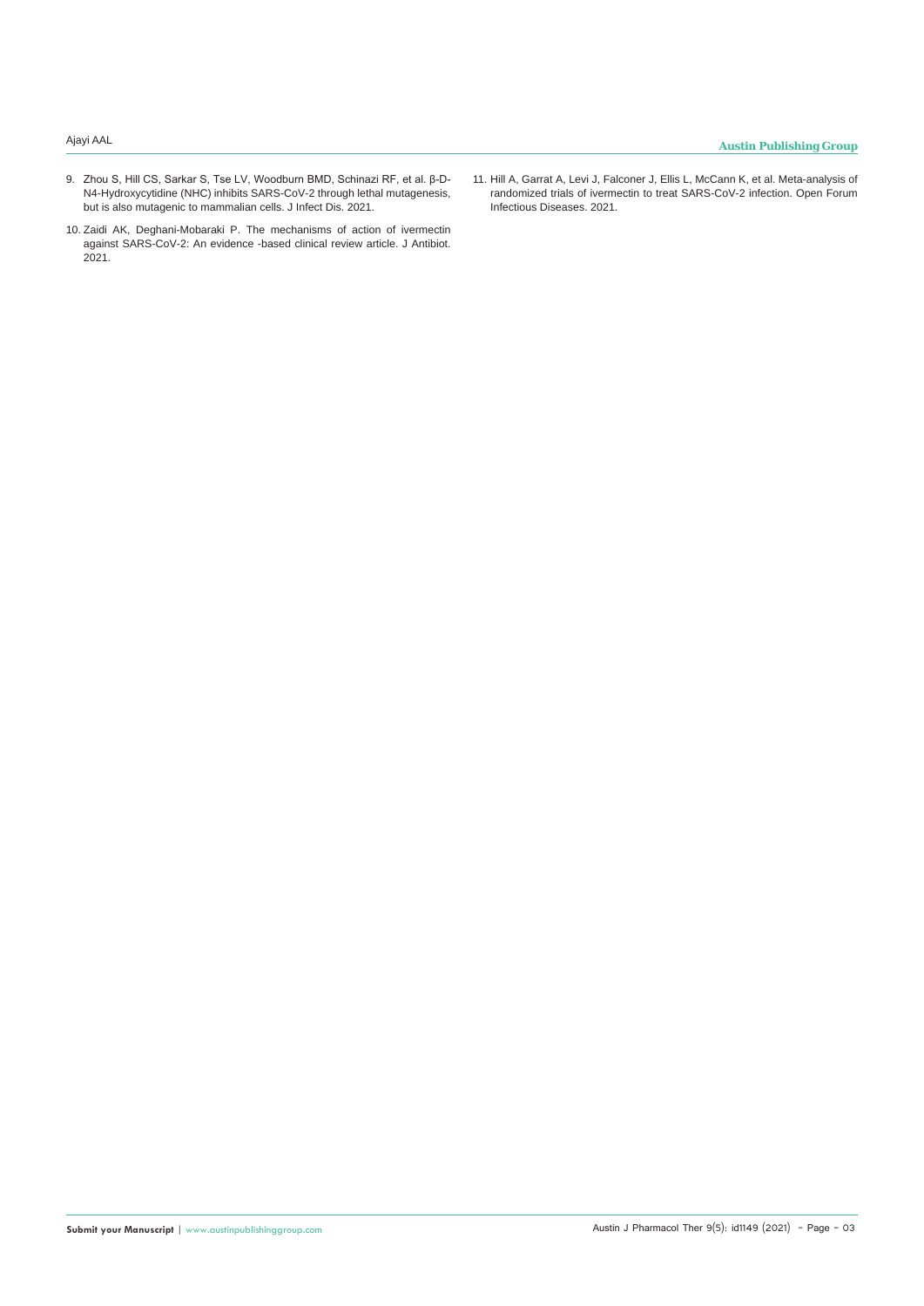9. Zhou S, Hill CS, Sarkar S, Tse LV, Woodburn BMD, Schinazi RF, et al. β-D-N4-Hydroxycytidine (NHC) inhibits SARS-CoV-2 through lethal mutagenesis, but is also mutagenic to mammalian cells. J Infect Dis. 2021.

10. Zaidi AK, Deghani-Mobaraki P. The mechanisms of action of ivermectin against SARS-CoV-2: An evidence -based clinical review article. J Antibiot. 2021.

11. Hill A, Garrat A, Levi J, Falconer J, Ellis L, McCann K, et al. Meta-analysis of randomized trials of ivermectin to treat SARS-CoV-2 infection. Open Forum Infectious Diseases. 2021.